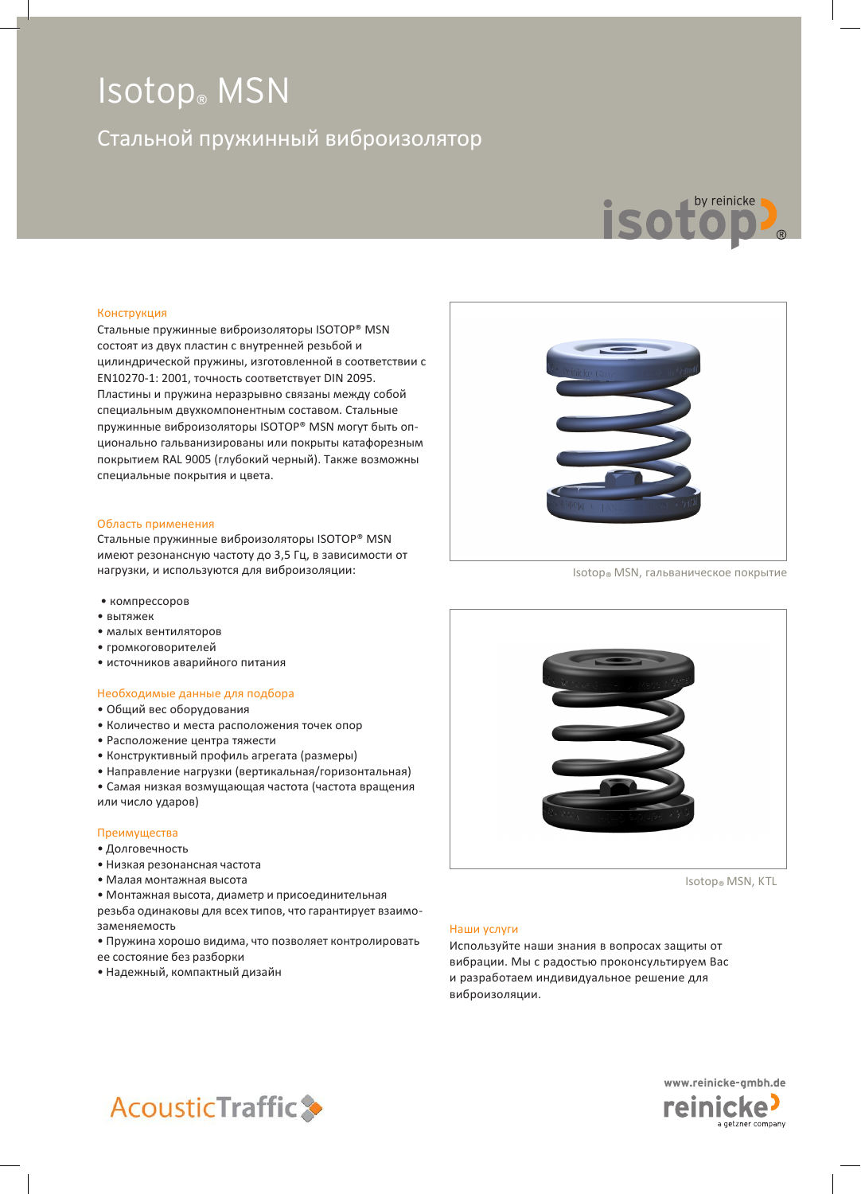# Isotop® MSN

## Стальной пружинный виброизолятор

### Конструкция

Стальные пружинные виброизоляторы ISOTOP® MSN состоят из двух пластин с внутренней резьбой и цилиндрической пружины, изготовленной в соответствии с EN10270-1: 2001, точность соответствует DIN 2095. Пластины и пружина неразрывно связаны между собой специальным двухкомпонентным составом. Стальные пружинные виброизоляторы ISOTOP® MSN могут быть опционально гальванизированы или покрыты катафорезным покрытием RAL 9005 (глубокий черный). Также возможны специальные покрытия и цвета.

### Область применения

Стальные пружинные виброизоляторы ISOTOP® MSN имеют резонансную частоту до 3,5 Гц, в зависимости от нагрузки, и используются для виброизоляции:

- компрессоров
- вытяжек
- малых вентиляторов
- громкоговорителей
- источников аварийного питания

### Необходимые данные для подбора

- Общий вес оборудования
- Количество и места расположения точек опор
- Расположение центра тяжести
- Конструктивный профиль агрегата (размеры)
- Направление нагрузки (вертикальная/горизонтальная)
- Самая низкая возмущающая частота (частота вращения или число ударов)

### Преимущества

- Долговечность
- Низкая резонансная частота
- Малая монтажная высота
- Монтажная высота, диаметр и присоединительная резьба одинаковы для всех типов, что гарантирует взаимозаменяемость
- Пружина хорошо видима, что позволяет контролировать ее состояние без разборки
- Надежный, компактный дизайн

Isotop® MSN, гальваническое покрытие

Isotop® MSN, KTL

### Наши услуги

Используйте наши знания в вопросах защиты от вибрации. Мы с радостью проконсультируем Вас и разработаем индивидуальное решение для виброизоляции.

AcousticTraffic

www.reinicke-gmbh.de

reinicke a getzner company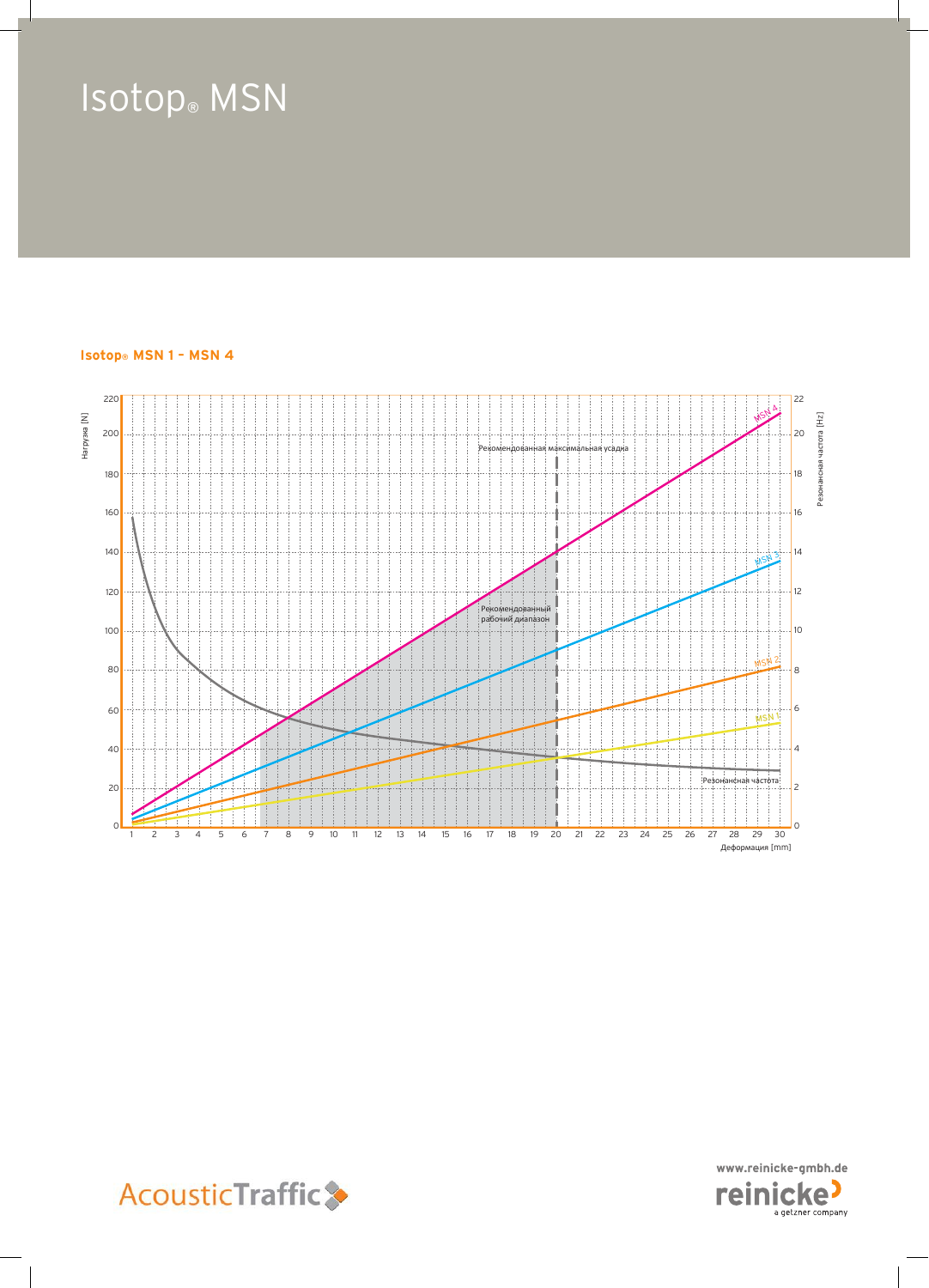# Isotop® MSN

**Isotop® MSN 1 – MSN 4**

Нагрузка [N]

Резонансная частота [Hz]

Рекомендованная максимальная усадка

Рекомендованный рабочий диапазон

MSN 4

MSN 3

MSN 2

MSN 1

Резонансная частота

Деформация [mm]

AcousticTraffic

www.reinicke-gmbh.de

reinicke

a getzner company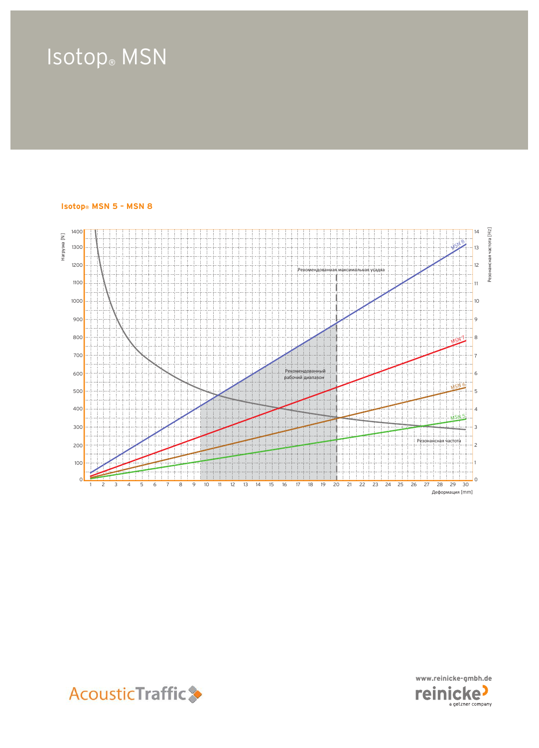# Isotop® MSN

## Isotop® MSN 5 – MSN 8

Нагрузка [N]

Резонансная частота [Hz]

Рекомендованная максимальная усадка

Рекомендованный рабочий диапазон

Резонансная частота

MSN 8

MSN 7

MSN 6

MSN 5

Деформация [mm]

AcousticTraffic

www.reinicke-gmbh.de

reinicke

a getzner company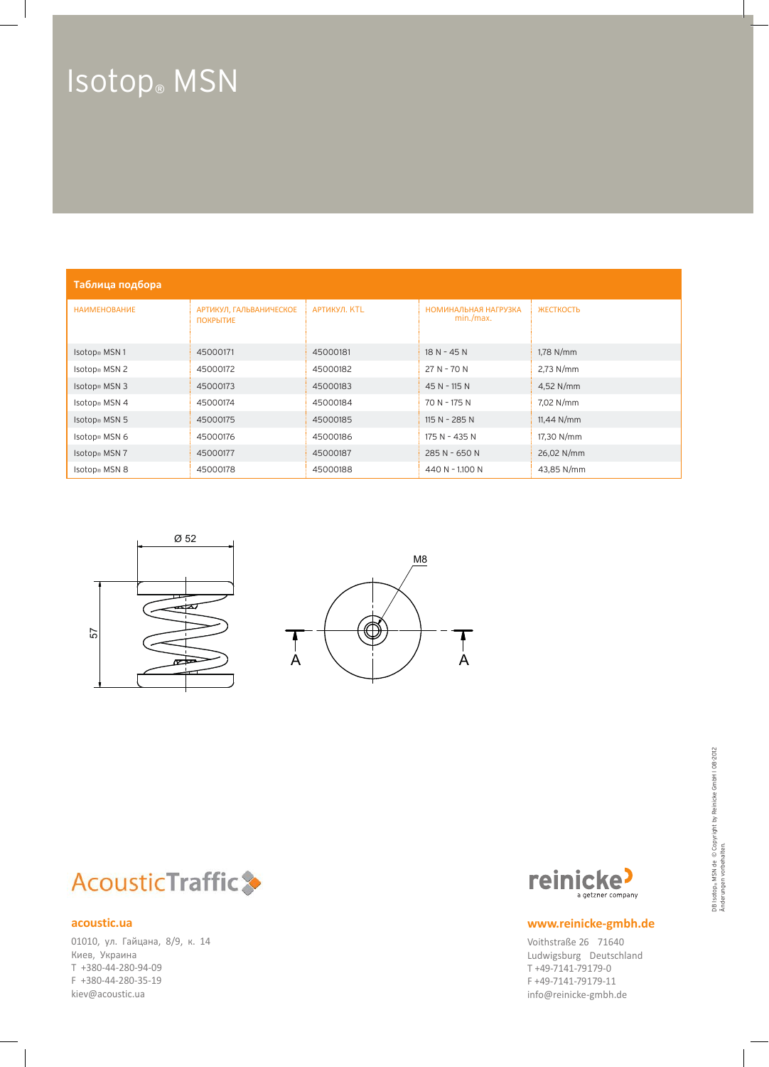# Isotop® MSN

## Таблица подбора

| НАИМЕНОВАНИЕ | АРТИКУЛ, ГАЛЬВАНИЧЕСКОЕ ПОКРЫТИЕ | АРТИКУЛ. KTL | НОМИНАЛЬНАЯ НАГРУЗКА min./max. | ЖЕСТКОСТЬ |
|---|---|---|---|---|
| Isotop® MSN 1 | 45000171 | 45000181 | 18 N - 45 N | 1,78 N/mm |
| Isotop® MSN 2 | 45000172 | 45000182 | 27 N - 70 N | 2,73 N/mm |
| Isotop® MSN 3 | 45000173 | 45000183 | 45 N - 115 N | 4,52 N/mm |
| Isotop® MSN 4 | 45000174 | 45000184 | 70 N - 175 N | 7,02 N/mm |
| Isotop® MSN 5 | 45000175 | 45000185 | 115 N - 285 N | 11,44 N/mm |
| Isotop® MSN 6 | 45000176 | 45000186 | 175 N - 435 N | 17,30 N/mm |
| Isotop® MSN 7 | 45000177 | 45000187 | 285 N - 650 N | 26,02 N/mm |
| Isotop® MSN 8 | 45000178 | 45000188 | 440 N - 1.100 N | 43,85 N/mm |

Ø 52

57

M8

A

A

AcousticTraffic

**acoustic.ua**

01010, ул. Гайцана, 8/9, к. 14
Киев, Украина
T +380-44-280-94-09
F +380-44-280-35-19
kiev@acoustic.ua

reinicke
a getzner company

**www.reinicke-gmbh.de**

Voithstraße 26 71640
Ludwigsburg Deutschland
T +49-7141-79179-0
F +49-7141-79179-11
info@reinicke-gmbh.de

DB Isotop® MSN de © Copyright by Reinicke GmbH | 08-2012
Änderungen vorbehalten.